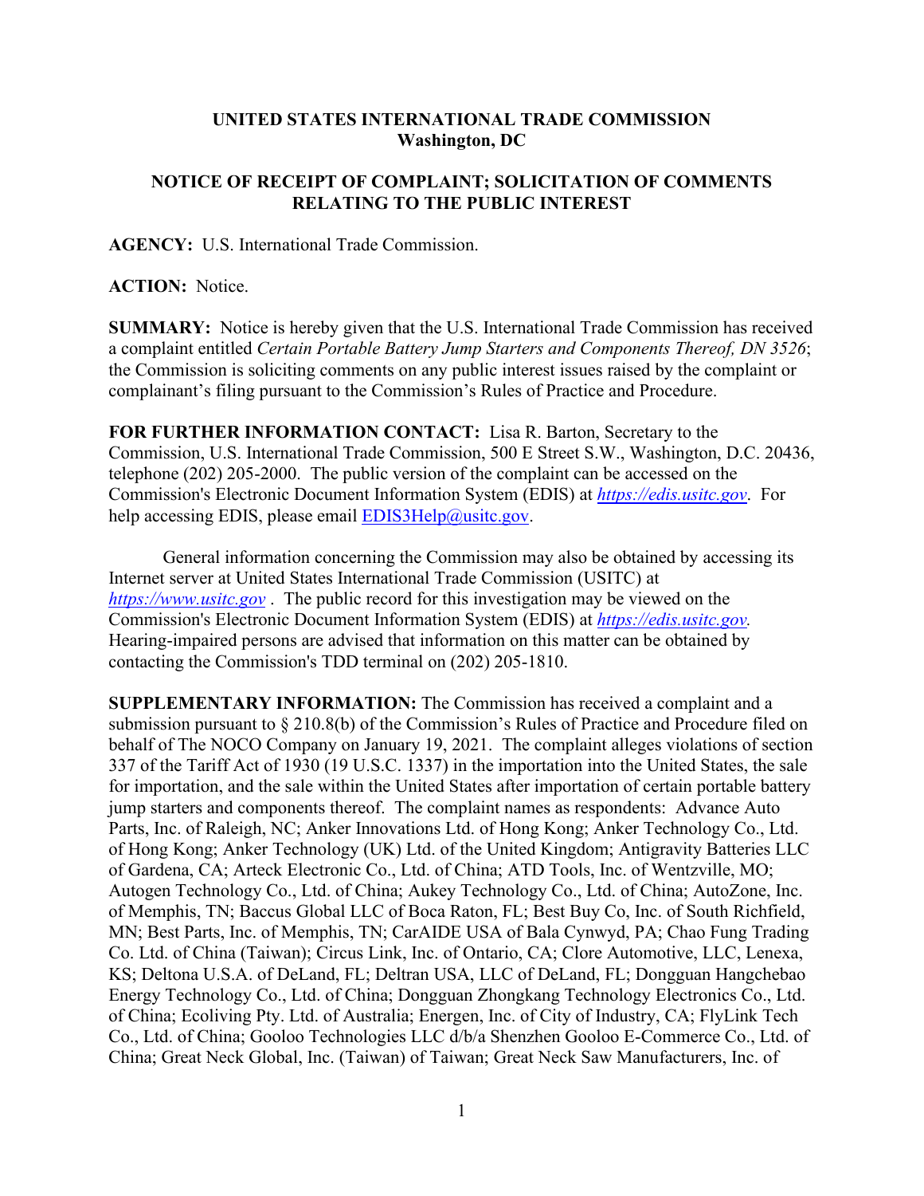**UNITED STATES INTERNATIONAL TRADE COMMISSION**
**Washington, DC**

**NOTICE OF RECEIPT OF COMPLAINT; SOLICITATION OF COMMENTS RELATING TO THE PUBLIC INTEREST**

**AGENCY:** U.S. International Trade Commission.

**ACTION:** Notice.

**SUMMARY:** Notice is hereby given that the U.S. International Trade Commission has received a complaint entitled *Certain Portable Battery Jump Starters and Components Thereof, DN 3526*; the Commission is soliciting comments on any public interest issues raised by the complaint or complainant's filing pursuant to the Commission's Rules of Practice and Procedure.

**FOR FURTHER INFORMATION CONTACT:** Lisa R. Barton, Secretary to the Commission, U.S. International Trade Commission, 500 E Street S.W., Washington, D.C. 20436, telephone (202) 205-2000. The public version of the complaint can be accessed on the Commission's Electronic Document Information System (EDIS) at *https://edis.usitc.gov*. For help accessing EDIS, please email EDIS3Help@usitc.gov.

General information concerning the Commission may also be obtained by accessing its Internet server at United States International Trade Commission (USITC) at *https://www.usitc.gov* . The public record for this investigation may be viewed on the Commission's Electronic Document Information System (EDIS) at *https://edis.usitc.gov.* Hearing-impaired persons are advised that information on this matter can be obtained by contacting the Commission's TDD terminal on (202) 205-1810.

**SUPPLEMENTARY INFORMATION:** The Commission has received a complaint and a submission pursuant to § 210.8(b) of the Commission's Rules of Practice and Procedure filed on behalf of The NOCO Company on January 19, 2021. The complaint alleges violations of section 337 of the Tariff Act of 1930 (19 U.S.C. 1337) in the importation into the United States, the sale for importation, and the sale within the United States after importation of certain portable battery jump starters and components thereof. The complaint names as respondents: Advance Auto Parts, Inc. of Raleigh, NC; Anker Innovations Ltd. of Hong Kong; Anker Technology Co., Ltd. of Hong Kong; Anker Technology (UK) Ltd. of the United Kingdom; Antigravity Batteries LLC of Gardena, CA; Arteck Electronic Co., Ltd. of China; ATD Tools, Inc. of Wentzville, MO; Autogen Technology Co., Ltd. of China; Aukey Technology Co., Ltd. of China; AutoZone, Inc. of Memphis, TN; Baccus Global LLC of Boca Raton, FL; Best Buy Co, Inc. of South Richfield, MN; Best Parts, Inc. of Memphis, TN; CarAIDE USA of Bala Cynwyd, PA; Chao Fung Trading Co. Ltd. of China (Taiwan); Circus Link, Inc. of Ontario, CA; Clore Automotive, LLC, Lenexa, KS; Deltona U.S.A. of DeLand, FL; Deltran USA, LLC of DeLand, FL; Dongguan Hangchebao Energy Technology Co., Ltd. of China; Dongguan Zhongkang Technology Electronics Co., Ltd. of China; Ecoliving Pty. Ltd. of Australia; Energen, Inc. of City of Industry, CA; FlyLink Tech Co., Ltd. of China; Gooloo Technologies LLC d/b/a Shenzhen Gooloo E-Commerce Co., Ltd. of China; Great Neck Global, Inc. (Taiwan) of Taiwan; Great Neck Saw Manufacturers, Inc. of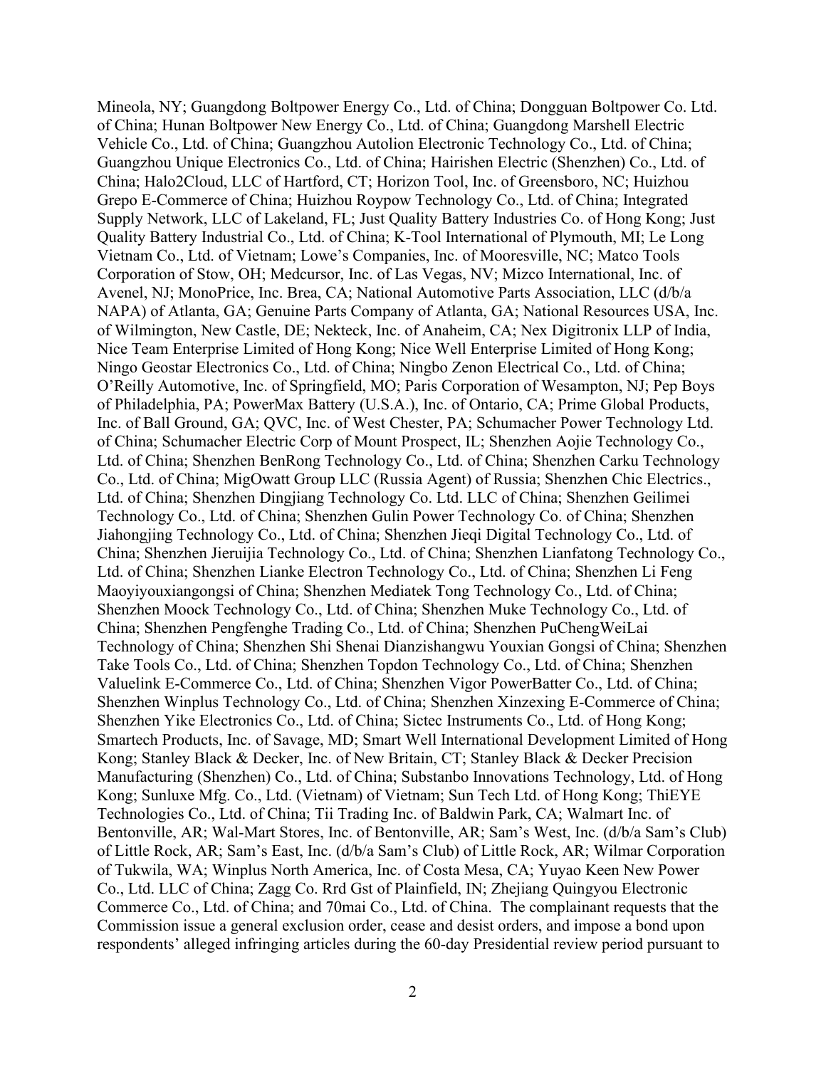Mineola, NY; Guangdong Boltpower Energy Co., Ltd. of China; Dongguan Boltpower Co. Ltd. of China; Hunan Boltpower New Energy Co., Ltd. of China; Guangdong Marshell Electric Vehicle Co., Ltd. of China; Guangzhou Autolion Electronic Technology Co., Ltd. of China; Guangzhou Unique Electronics Co., Ltd. of China; Hairishen Electric (Shenzhen) Co., Ltd. of China; Halo2Cloud, LLC of Hartford, CT; Horizon Tool, Inc. of Greensboro, NC; Huizhou Grepo E-Commerce of China; Huizhou Roypow Technology Co., Ltd. of China; Integrated Supply Network, LLC of Lakeland, FL; Just Quality Battery Industries Co. of Hong Kong; Just Quality Battery Industrial Co., Ltd. of China; K-Tool International of Plymouth, MI; Le Long Vietnam Co., Ltd. of Vietnam; Lowe's Companies, Inc. of Mooresville, NC; Matco Tools Corporation of Stow, OH; Medcursor, Inc. of Las Vegas, NV; Mizco International, Inc. of Avenel, NJ; MonoPrice, Inc. Brea, CA; National Automotive Parts Association, LLC (d/b/a NAPA) of Atlanta, GA; Genuine Parts Company of Atlanta, GA; National Resources USA, Inc. of Wilmington, New Castle, DE; Nekteck, Inc. of Anaheim, CA; Nex Digitronix LLP of India, Nice Team Enterprise Limited of Hong Kong; Nice Well Enterprise Limited of Hong Kong; Ningo Geostar Electronics Co., Ltd. of China; Ningbo Zenon Electrical Co., Ltd. of China; O'Reilly Automotive, Inc. of Springfield, MO; Paris Corporation of Wesampton, NJ; Pep Boys of Philadelphia, PA; PowerMax Battery (U.S.A.), Inc. of Ontario, CA; Prime Global Products, Inc. of Ball Ground, GA; QVC, Inc. of West Chester, PA; Schumacher Power Technology Ltd. of China; Schumacher Electric Corp of Mount Prospect, IL; Shenzhen Aojie Technology Co., Ltd. of China; Shenzhen BenRong Technology Co., Ltd. of China; Shenzhen Carku Technology Co., Ltd. of China; MigOwatt Group LLC (Russia Agent) of Russia; Shenzhen Chic Electrics., Ltd. of China; Shenzhen Dingjiang Technology Co. Ltd. LLC of China; Shenzhen Geilimei Technology Co., Ltd. of China; Shenzhen Gulin Power Technology Co. of China; Shenzhen Jiahongjing Technology Co., Ltd. of China; Shenzhen Jieqi Digital Technology Co., Ltd. of China; Shenzhen Jieruijia Technology Co., Ltd. of China; Shenzhen Lianfatong Technology Co., Ltd. of China; Shenzhen Lianke Electron Technology Co., Ltd. of China; Shenzhen Li Feng Maoyiyouxiangongsi of China; Shenzhen Mediatek Tong Technology Co., Ltd. of China; Shenzhen Moock Technology Co., Ltd. of China; Shenzhen Muke Technology Co., Ltd. of China; Shenzhen Pengfenghe Trading Co., Ltd. of China; Shenzhen PuChengWeiLai Technology of China; Shenzhen Shi Shenai Dianzishangwu Youxian Gongsi of China; Shenzhen Take Tools Co., Ltd. of China; Shenzhen Topdon Technology Co., Ltd. of China; Shenzhen Valuelink E-Commerce Co., Ltd. of China; Shenzhen Vigor PowerBatter Co., Ltd. of China; Shenzhen Winplus Technology Co., Ltd. of China; Shenzhen Xinzexing E-Commerce of China; Shenzhen Yike Electronics Co., Ltd. of China; Sictec Instruments Co., Ltd. of Hong Kong; Smartech Products, Inc. of Savage, MD; Smart Well International Development Limited of Hong Kong; Stanley Black & Decker, Inc. of New Britain, CT; Stanley Black & Decker Precision Manufacturing (Shenzhen) Co., Ltd. of China; Substanbo Innovations Technology, Ltd. of Hong Kong; Sunluxe Mfg. Co., Ltd. (Vietnam) of Vietnam; Sun Tech Ltd. of Hong Kong; ThiEYE Technologies Co., Ltd. of China; Tii Trading Inc. of Baldwin Park, CA; Walmart Inc. of Bentonville, AR; Wal-Mart Stores, Inc. of Bentonville, AR; Sam's West, Inc. (d/b/a Sam's Club) of Little Rock, AR; Sam's East, Inc. (d/b/a Sam's Club) of Little Rock, AR; Wilmar Corporation of Tukwila, WA; Winplus North America, Inc. of Costa Mesa, CA; Yuyao Keen New Power Co., Ltd. LLC of China; Zagg Co. Rrd Gst of Plainfield, IN; Zhejiang Quingyou Electronic Commerce Co., Ltd. of China; and 70mai Co., Ltd. of China. The complainant requests that the Commission issue a general exclusion order, cease and desist orders, and impose a bond upon respondents' alleged infringing articles during the 60-day Presidential review period pursuant to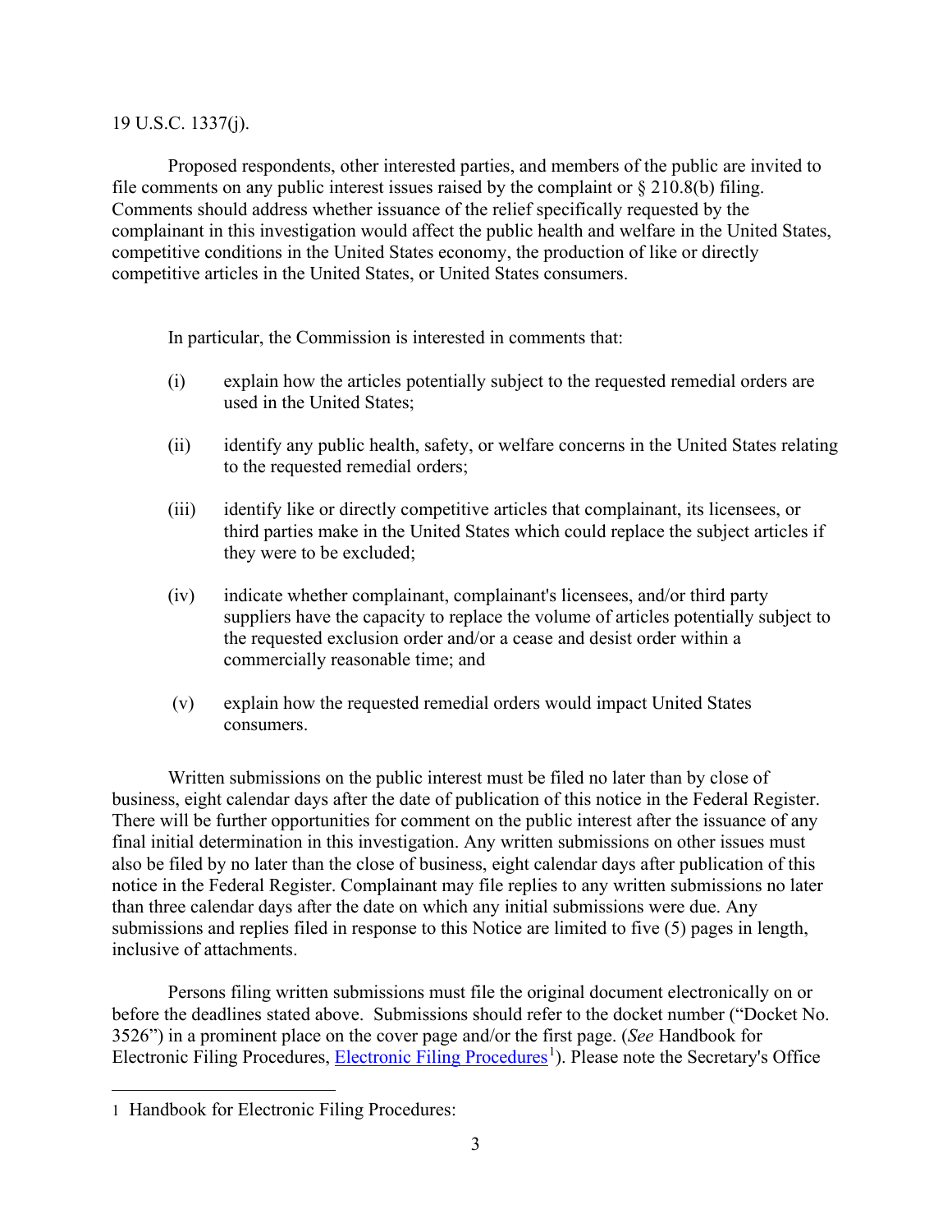19 U.S.C. 1337(j).

Proposed respondents, other interested parties, and members of the public are invited to file comments on any public interest issues raised by the complaint or § 210.8(b) filing. Comments should address whether issuance of the relief specifically requested by the complainant in this investigation would affect the public health and welfare in the United States, competitive conditions in the United States economy, the production of like or directly competitive articles in the United States, or United States consumers.

In particular, the Commission is interested in comments that:

(i) explain how the articles potentially subject to the requested remedial orders are used in the United States;

(ii) identify any public health, safety, or welfare concerns in the United States relating to the requested remedial orders;

(iii) identify like or directly competitive articles that complainant, its licensees, or third parties make in the United States which could replace the subject articles if they were to be excluded;

(iv) indicate whether complainant, complainant's licensees, and/or third party suppliers have the capacity to replace the volume of articles potentially subject to the requested exclusion order and/or a cease and desist order within a commercially reasonable time; and

(v) explain how the requested remedial orders would impact United States consumers.

Written submissions on the public interest must be filed no later than by close of business, eight calendar days after the date of publication of this notice in the Federal Register. There will be further opportunities for comment on the public interest after the issuance of any final initial determination in this investigation. Any written submissions on other issues must also be filed by no later than the close of business, eight calendar days after publication of this notice in the Federal Register. Complainant may file replies to any written submissions no later than three calendar days after the date on which any initial submissions were due. Any submissions and replies filed in response to this Notice are limited to five (5) pages in length, inclusive of attachments.

Persons filing written submissions must file the original document electronically on or before the deadlines stated above. Submissions should refer to the docket number ("Docket No. 3526") in a prominent place on the cover page and/or the first page. (*See* Handbook for Electronic Filing Procedures, Electronic Filing Procedures[1]). Please note the Secretary's Office

1 Handbook for Electronic Filing Procedures: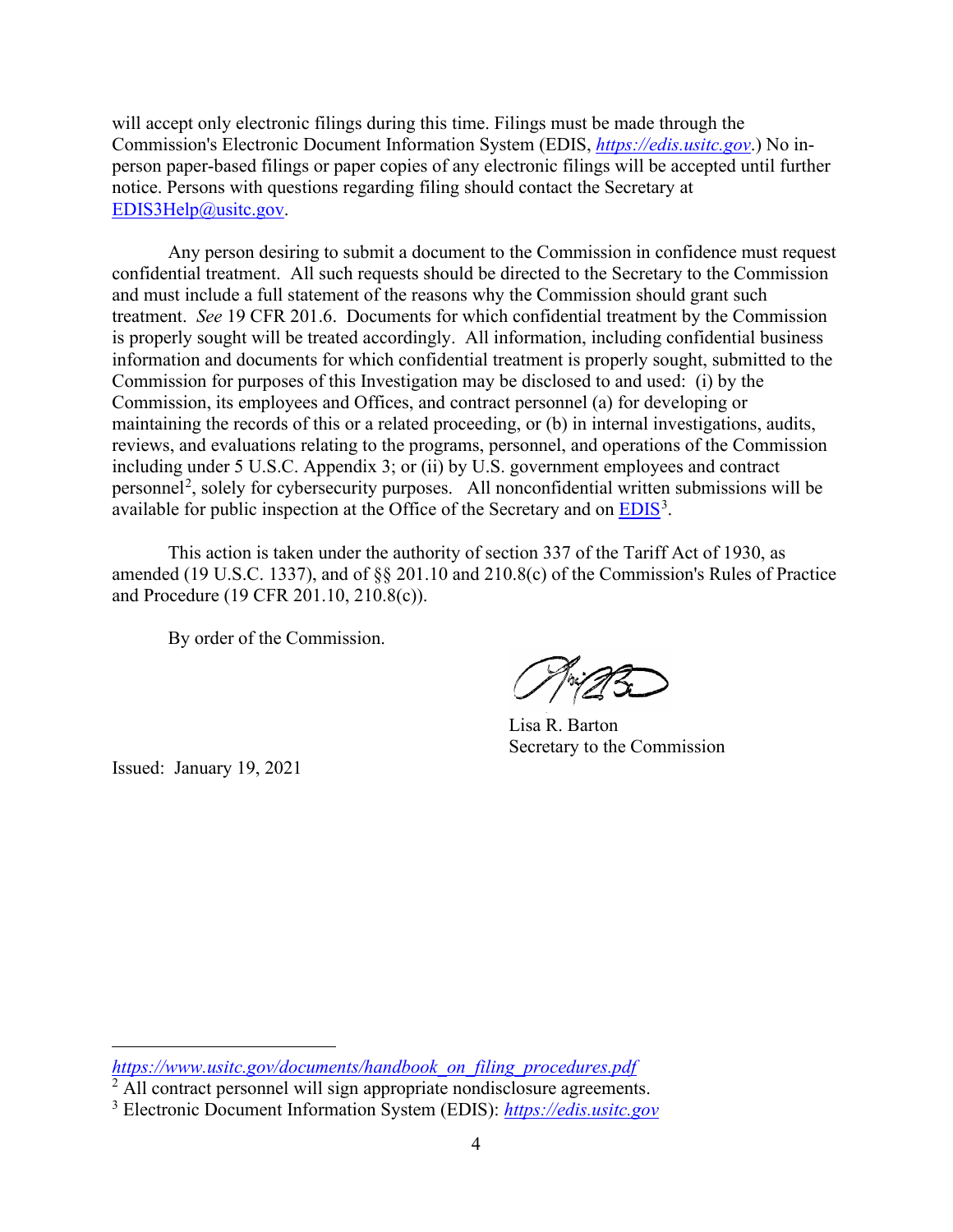will accept only electronic filings during this time. Filings must be made through the Commission's Electronic Document Information System (EDIS, *https://edis.usitc.gov*.) No in-person paper-based filings or paper copies of any electronic filings will be accepted until further notice. Persons with questions regarding filing should contact the Secretary at EDIS3Help@usitc.gov.

Any person desiring to submit a document to the Commission in confidence must request confidential treatment. All such requests should be directed to the Secretary to the Commission and must include a full statement of the reasons why the Commission should grant such treatment. *See* 19 CFR 201.6. Documents for which confidential treatment by the Commission is properly sought will be treated accordingly. All information, including confidential business information and documents for which confidential treatment is properly sought, submitted to the Commission for purposes of this Investigation may be disclosed to and used: (i) by the Commission, its employees and Offices, and contract personnel (a) for developing or maintaining the records of this or a related proceeding, or (b) in internal investigations, audits, reviews, and evaluations relating to the programs, personnel, and operations of the Commission including under 5 U.S.C. Appendix 3; or (ii) by U.S. government employees and contract personnel[2], solely for cybersecurity purposes. All nonconfidential written submissions will be available for public inspection at the Office of the Secretary and on EDIS[3].

This action is taken under the authority of section 337 of the Tariff Act of 1930, as amended (19 U.S.C. 1337), and of §§ 201.10 and 210.8(c) of the Commission's Rules of Practice and Procedure (19 CFR 201.10, 210.8(c)).

By order of the Commission.

Lisa R. Barton
Secretary to the Commission

Issued: January 19, 2021

---

*https://www.usitc.gov/documents/handbook_on_filing_procedures.pdf*

[2] All contract personnel will sign appropriate nondisclosure agreements.

[3] Electronic Document Information System (EDIS): *https://edis.usitc.gov*